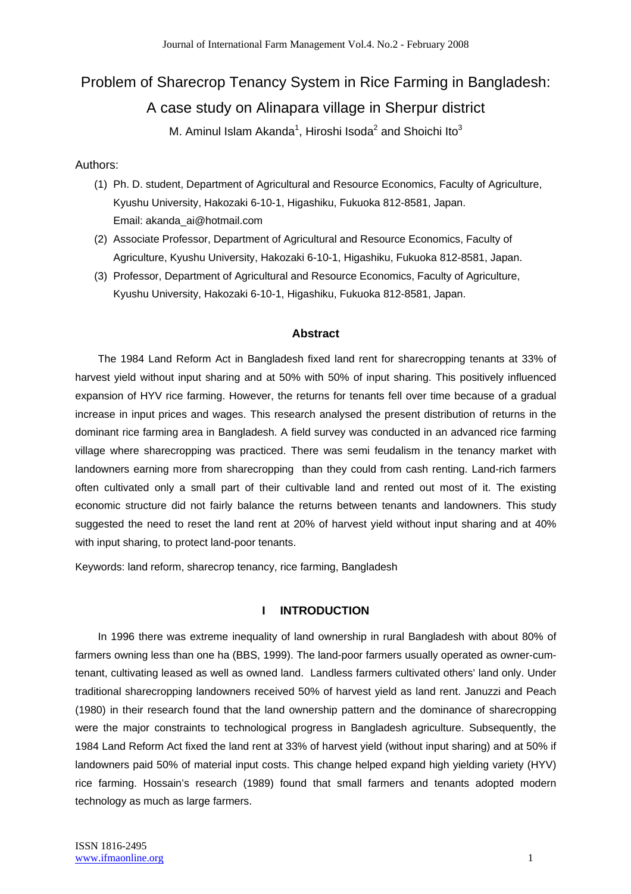# Problem of Sharecrop Tenancy System in Rice Farming in Bangladesh: A case study on Alinapara village in Sherpur district

M. Aminul Islam Akanda[1], Hiroshi Isoda[2] and Shoichi Ito[3]

Authors:

1. Ph. D. student, Department of Agricultural and Resource Economics, Faculty of Agriculture, Kyushu University, Hakozaki 6-10-1, Higashiku, Fukuoka 812-8581, Japan. Email: akanda_ai@hotmail.com
2. Associate Professor, Department of Agricultural and Resource Economics, Faculty of Agriculture, Kyushu University, Hakozaki 6-10-1, Higashiku, Fukuoka 812-8581, Japan.
3. Professor, Department of Agricultural and Resource Economics, Faculty of Agriculture, Kyushu University, Hakozaki 6-10-1, Higashiku, Fukuoka 812-8581, Japan.

## Abstract

The 1984 Land Reform Act in Bangladesh fixed land rent for sharecropping tenants at 33% of harvest yield without input sharing and at 50% with 50% of input sharing. This positively influenced expansion of HYV rice farming. However, the returns for tenants fell over time because of a gradual increase in input prices and wages. This research analysed the present distribution of returns in the dominant rice farming area in Bangladesh. A field survey was conducted in an advanced rice farming village where sharecropping was practiced. There was semi feudalism in the tenancy market with landowners earning more from sharecropping than they could from cash renting. Land-rich farmers often cultivated only a small part of their cultivable land and rented out most of it. The existing economic structure did not fairly balance the returns between tenants and landowners. This study suggested the need to reset the land rent at 20% of harvest yield without input sharing and at 40% with input sharing, to protect land-poor tenants.

Keywords: land reform, sharecrop tenancy, rice farming, Bangladesh

## I INTRODUCTION

In 1996 there was extreme inequality of land ownership in rural Bangladesh with about 80% of farmers owning less than one ha (BBS, 1999). The land-poor farmers usually operated as owner-cum-tenant, cultivating leased as well as owned land. Landless farmers cultivated others' land only. Under traditional sharecropping landowners received 50% of harvest yield as land rent. Januzzi and Peach (1980) in their research found that the land ownership pattern and the dominance of sharecropping were the major constraints to technological progress in Bangladesh agriculture. Subsequently, the 1984 Land Reform Act fixed the land rent at 33% of harvest yield (without input sharing) and at 50% if landowners paid 50% of material input costs. This change helped expand high yielding variety (HYV) rice farming. Hossain's research (1989) found that small farmers and tenants adopted modern technology as much as large farmers.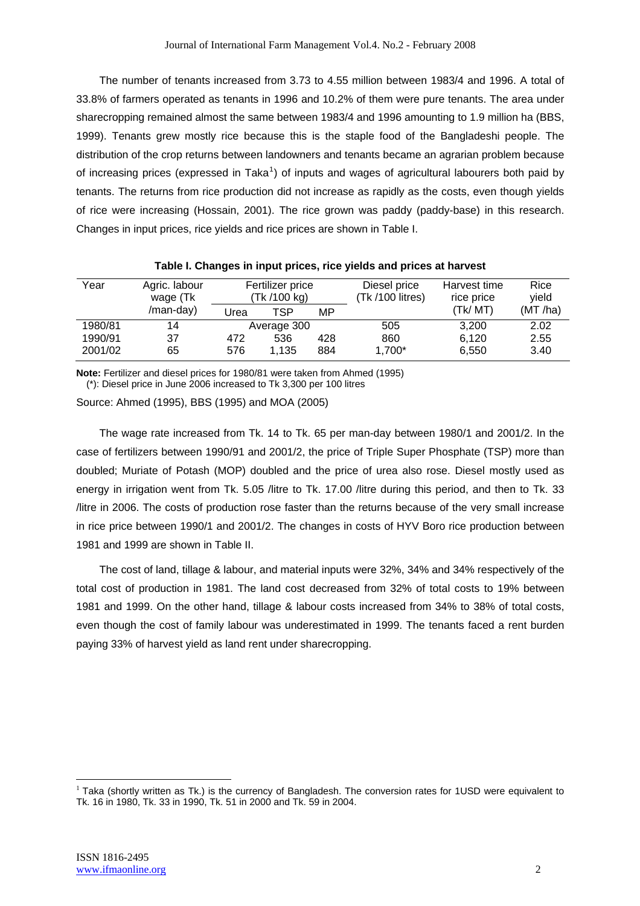The number of tenants increased from 3.73 to 4.55 million between 1983/4 and 1996. A total of 33.8% of farmers operated as tenants in 1996 and 10.2% of them were pure tenants. The area under sharecropping remained almost the same between 1983/4 and 1996 amounting to 1.9 million ha (BBS, 1999). Tenants grew mostly rice because this is the staple food of the Bangladeshi people. The distribution of the crop returns between landowners and tenants became an agrarian problem because of increasing prices (expressed in Taka[1]) of inputs and wages of agricultural labourers both paid by tenants. The returns from rice production did not increase as rapidly as the costs, even though yields of rice were increasing (Hossain, 2001). The rice grown was paddy (paddy-base) in this research. Changes in input prices, rice yields and rice prices are shown in Table I.

**Table I. Changes in input prices, rice yields and prices at harvest**

| Year | Agric. labour wage (Tk /man-day) | Fertilizer price (Tk /100 kg) | | | Diesel price (Tk /100 litres) | Harvest time rice price (Tk/ MT) | Rice yield (MT /ha) |
|---|---|---|---|---|---|---|---|
| | | Urea | TSP | MP | | | |
| 1980/81 | 14 | Average 300 | | | 505 | 3,200 | 2.02 |
| 1990/91 | 37 | 472 | 536 | 428 | 860 | 6,120 | 2.55 |
| 2001/02 | 65 | 576 | 1,135 | 884 | 1,700* | 6,550 | 3.40 |

**Note:** Fertilizer and diesel prices for 1980/81 were taken from Ahmed (1995)
(*): Diesel price in June 2006 increased to Tk 3,300 per 100 litres

Source: Ahmed (1995), BBS (1995) and MOA (2005)

The wage rate increased from Tk. 14 to Tk. 65 per man-day between 1980/1 and 2001/2. In the case of fertilizers between 1990/91 and 2001/2, the price of Triple Super Phosphate (TSP) more than doubled; Muriate of Potash (MOP) doubled and the price of urea also rose. Diesel mostly used as energy in irrigation went from Tk. 5.05 /litre to Tk. 17.00 /litre during this period, and then to Tk. 33 /litre in 2006. The costs of production rose faster than the returns because of the very small increase in rice price between 1990/1 and 2001/2. The changes in costs of HYV Boro rice production between 1981 and 1999 are shown in Table II.

The cost of land, tillage & labour, and material inputs were 32%, 34% and 34% respectively of the total cost of production in 1981. The land cost decreased from 32% of total costs to 19% between 1981 and 1999. On the other hand, tillage & labour costs increased from 34% to 38% of total costs, even though the cost of family labour was underestimated in 1999. The tenants faced a rent burden paying 33% of harvest yield as land rent under sharecropping.

[1] Taka (shortly written as Tk.) is the currency of Bangladesh. The conversion rates for 1USD were equivalent to Tk. 16 in 1980, Tk. 33 in 1990, Tk. 51 in 2000 and Tk. 59 in 2004.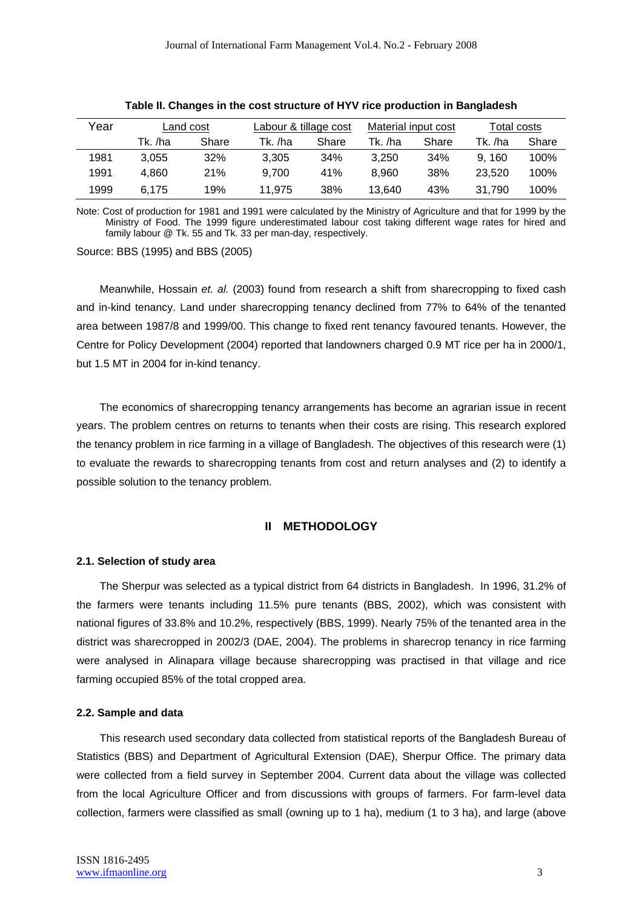**Table II. Changes in the cost structure of HYV rice production in Bangladesh**

| Year | Land cost | | Labour & tillage cost | | Material input cost | | Total costs | |
|---|---|---|---|---|---|---|---|---|
| | Tk. /ha | Share | Tk. /ha | Share | Tk. /ha | Share | Tk. /ha | Share |
| 1981 | 3,055 | 32% | 3,305 | 34% | 3,250 | 34% | 9, 160 | 100% |
| 1991 | 4,860 | 21% | 9,700 | 41% | 8,960 | 38% | 23,520 | 100% |
| 1999 | 6,175 | 19% | 11,975 | 38% | 13,640 | 43% | 31,790 | 100% |

Note: Cost of production for 1981 and 1991 were calculated by the Ministry of Agriculture and that for 1999 by the Ministry of Food. The 1999 figure underestimated labour cost taking different wage rates for hired and family labour @ Tk. 55 and Tk. 33 per man-day, respectively.

Source: BBS (1995) and BBS (2005)

Meanwhile, Hossain *et. al.* (2003) found from research a shift from sharecropping to fixed cash and in-kind tenancy. Land under sharecropping tenancy declined from 77% to 64% of the tenanted area between 1987/8 and 1999/00. This change to fixed rent tenancy favoured tenants. However, the Centre for Policy Development (2004) reported that landowners charged 0.9 MT rice per ha in 2000/1, but 1.5 MT in 2004 for in-kind tenancy.

The economics of sharecropping tenancy arrangements has become an agrarian issue in recent years. The problem centres on returns to tenants when their costs are rising. This research explored the tenancy problem in rice farming in a village of Bangladesh. The objectives of this research were (1) to evaluate the rewards to sharecropping tenants from cost and return analyses and (2) to identify a possible solution to the tenancy problem.

## II METHODOLOGY

### 2.1. Selection of study area

The Sherpur was selected as a typical district from 64 districts in Bangladesh. In 1996, 31.2% of the farmers were tenants including 11.5% pure tenants (BBS, 2002), which was consistent with national figures of 33.8% and 10.2%, respectively (BBS, 1999). Nearly 75% of the tenanted area in the district was sharecropped in 2002/3 (DAE, 2004). The problems in sharecrop tenancy in rice farming were analysed in Alinapara village because sharecropping was practised in that village and rice farming occupied 85% of the total cropped area.

### 2.2. Sample and data

This research used secondary data collected from statistical reports of the Bangladesh Bureau of Statistics (BBS) and Department of Agricultural Extension (DAE), Sherpur Office. The primary data were collected from a field survey in September 2004. Current data about the village was collected from the local Agriculture Officer and from discussions with groups of farmers. For farm-level data collection, farmers were classified as small (owning up to 1 ha), medium (1 to 3 ha), and large (above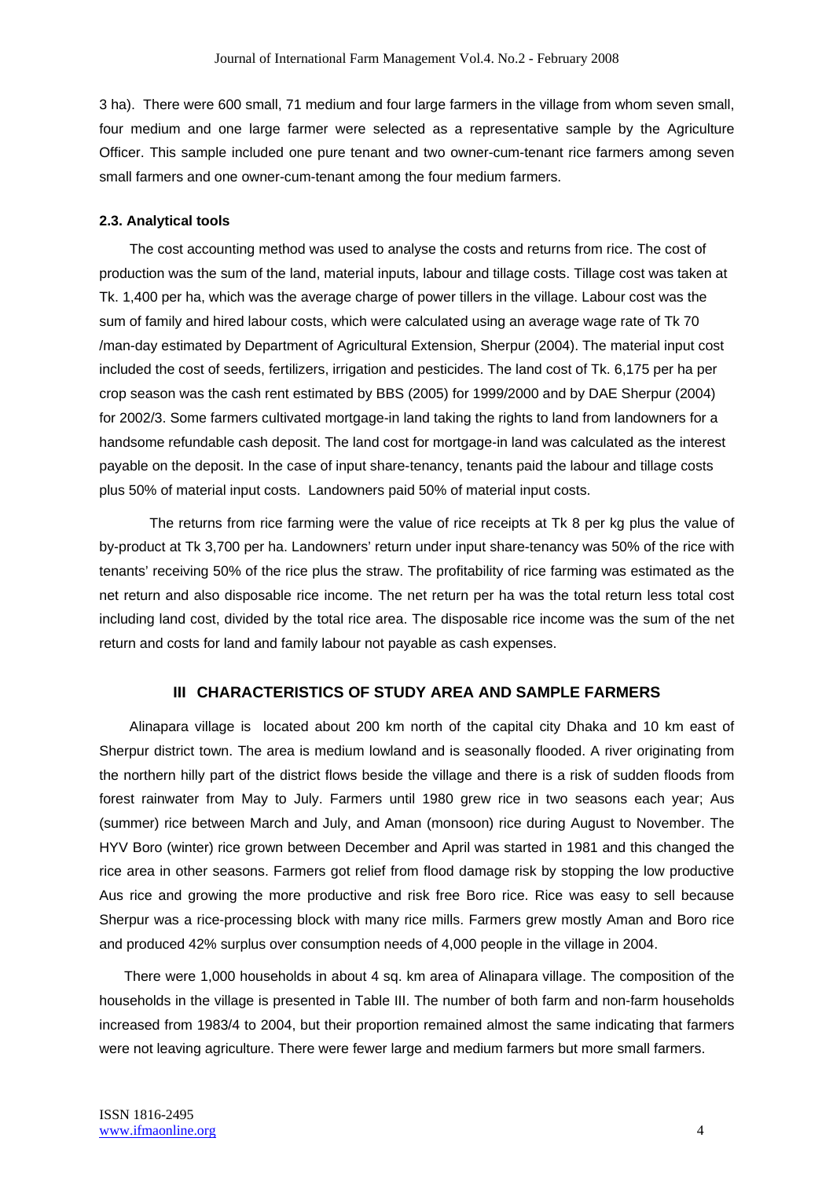3 ha). There were 600 small, 71 medium and four large farmers in the village from whom seven small, four medium and one large farmer were selected as a representative sample by the Agriculture Officer. This sample included one pure tenant and two owner-cum-tenant rice farmers among seven small farmers and one owner-cum-tenant among the four medium farmers.

### 2.3. Analytical tools

The cost accounting method was used to analyse the costs and returns from rice. The cost of production was the sum of the land, material inputs, labour and tillage costs. Tillage cost was taken at Tk. 1,400 per ha, which was the average charge of power tillers in the village. Labour cost was the sum of family and hired labour costs, which were calculated using an average wage rate of Tk 70 /man-day estimated by Department of Agricultural Extension, Sherpur (2004). The material input cost included the cost of seeds, fertilizers, irrigation and pesticides. The land cost of Tk. 6,175 per ha per crop season was the cash rent estimated by BBS (2005) for 1999/2000 and by DAE Sherpur (2004) for 2002/3. Some farmers cultivated mortgage-in land taking the rights to land from landowners for a handsome refundable cash deposit. The land cost for mortgage-in land was calculated as the interest payable on the deposit. In the case of input share-tenancy, tenants paid the labour and tillage costs plus 50% of material input costs. Landowners paid 50% of material input costs.

The returns from rice farming were the value of rice receipts at Tk 8 per kg plus the value of by-product at Tk 3,700 per ha. Landowners' return under input share-tenancy was 50% of the rice with tenants' receiving 50% of the rice plus the straw. The profitability of rice farming was estimated as the net return and also disposable rice income. The net return per ha was the total return less total cost including land cost, divided by the total rice area. The disposable rice income was the sum of the net return and costs for land and family labour not payable as cash expenses.

## III CHARACTERISTICS OF STUDY AREA AND SAMPLE FARMERS

Alinapara village is located about 200 km north of the capital city Dhaka and 10 km east of Sherpur district town. The area is medium lowland and is seasonally flooded. A river originating from the northern hilly part of the district flows beside the village and there is a risk of sudden floods from forest rainwater from May to July. Farmers until 1980 grew rice in two seasons each year; Aus (summer) rice between March and July, and Aman (monsoon) rice during August to November. The HYV Boro (winter) rice grown between December and April was started in 1981 and this changed the rice area in other seasons. Farmers got relief from flood damage risk by stopping the low productive Aus rice and growing the more productive and risk free Boro rice. Rice was easy to sell because Sherpur was a rice-processing block with many rice mills. Farmers grew mostly Aman and Boro rice and produced 42% surplus over consumption needs of 4,000 people in the village in 2004.

There were 1,000 households in about 4 sq. km area of Alinapara village. The composition of the households in the village is presented in Table III. The number of both farm and non-farm households increased from 1983/4 to 2004, but their proportion remained almost the same indicating that farmers were not leaving agriculture. There were fewer large and medium farmers but more small farmers.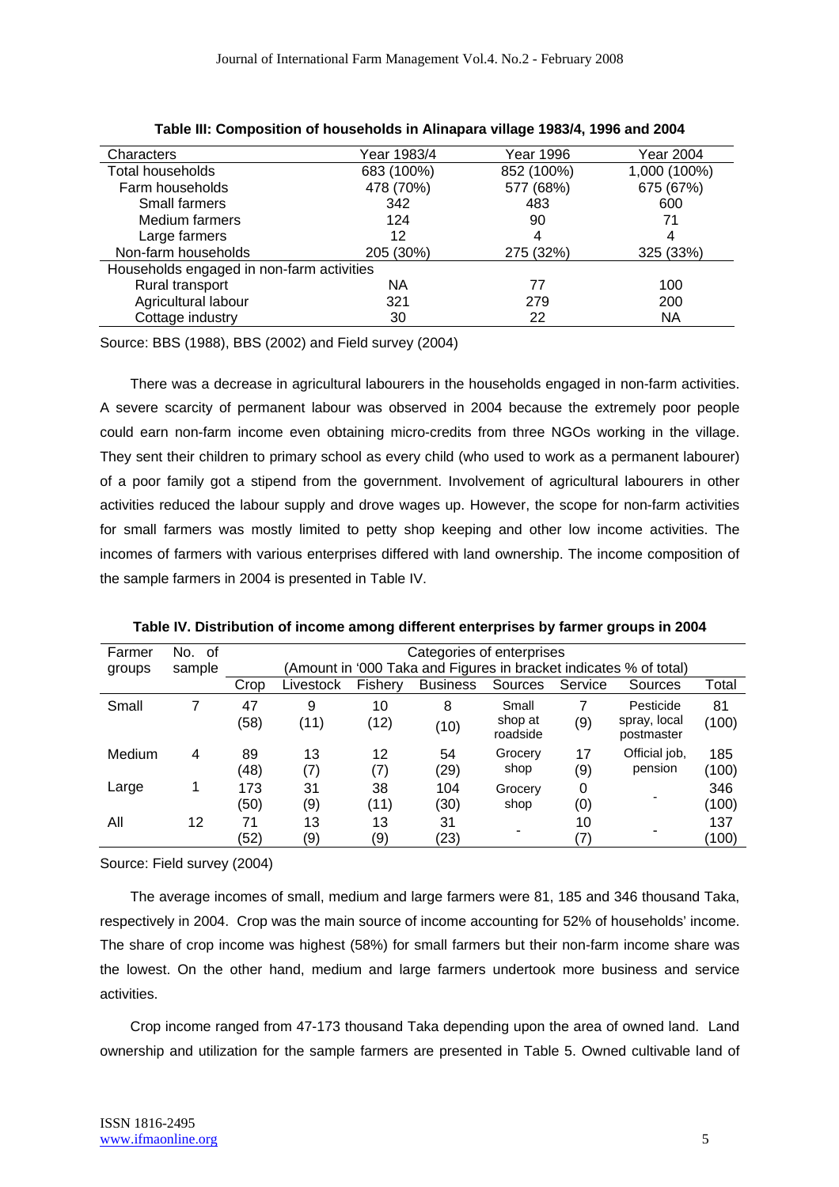**Table III: Composition of households in Alinapara village 1983/4, 1996 and 2004**

| Characters | Year 1983/4 | Year 1996 | Year 2004 |
|---|---|---|---|
| Total households | 683 (100%) | 852 (100%) | 1,000 (100%) |
| Farm households | 478 (70%) | 577 (68%) | 675 (67%) |
| Small farmers | 342 | 483 | 600 |
| Medium farmers | 124 | 90 | 71 |
| Large farmers | 12 | 4 | 4 |
| Non-farm households | 205 (30%) | 275 (32%) | 325 (33%) |
| Households engaged in non-farm activities | | | |
| Rural transport | NA | 77 | 100 |
| Agricultural labour | 321 | 279 | 200 |
| Cottage industry | 30 | 22 | NA |

Source: BBS (1988), BBS (2002) and Field survey (2004)

There was a decrease in agricultural labourers in the households engaged in non-farm activities. A severe scarcity of permanent labour was observed in 2004 because the extremely poor people could earn non-farm income even obtaining micro-credits from three NGOs working in the village. They sent their children to primary school as every child (who used to work as a permanent labourer) of a poor family got a stipend from the government. Involvement of agricultural labourers in other activities reduced the labour supply and drove wages up. However, the scope for non-farm activities for small farmers was mostly limited to petty shop keeping and other low income activities. The incomes of farmers with various enterprises differed with land ownership. The income composition of the sample farmers in 2004 is presented in Table IV.

**Table IV. Distribution of income among different enterprises by farmer groups in 2004**

| Farmer groups | No. of sample | Categories of enterprises (Amount in '000 Taka and Figures in bracket indicates % of total) | | | | | | | |
|---|---|---|---|---|---|---|---|---|---|
| | | Crop | Livestock | Fishery | Business | Sources | Service | Sources | Total |
| Small | 7 | 47 (58) | 9 (11) | 10 (12) | 8 (10) | Small shop at roadside | 7 (9) | Pesticide spray, local postmaster | 81 (100) |
| Medium | 4 | 89 (48) | 13 (7) | 12 (7) | 54 (29) | Grocery shop | 17 (9) | Official job, pension | 185 (100) |
| Large | 1 | 173 (50) | 31 (9) | 38 (11) | 104 (30) | Grocery shop | 0 (0) | - | 346 (100) |
| All | 12 | 71 (52) | 13 (9) | 13 (9) | 31 (23) | - | 10 (7) | - | 137 (100) |

Source: Field survey (2004)

The average incomes of small, medium and large farmers were 81, 185 and 346 thousand Taka, respectively in 2004. Crop was the main source of income accounting for 52% of households' income. The share of crop income was highest (58%) for small farmers but their non-farm income share was the lowest. On the other hand, medium and large farmers undertook more business and service activities.

Crop income ranged from 47-173 thousand Taka depending upon the area of owned land. Land ownership and utilization for the sample farmers are presented in Table 5. Owned cultivable land of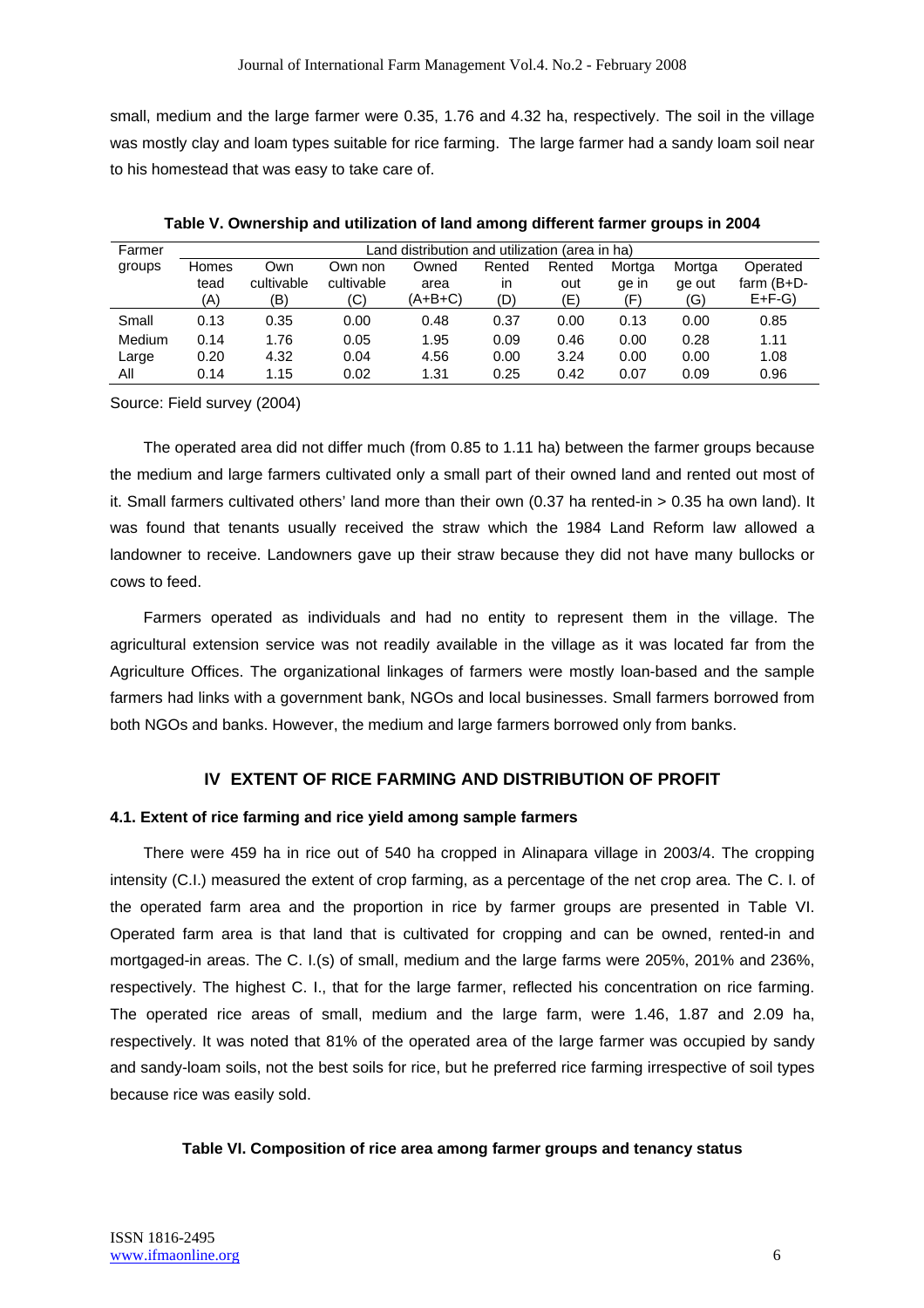small, medium and the large farmer were 0.35, 1.76 and 4.32 ha, respectively. The soil in the village was mostly clay and loam types suitable for rice farming. The large farmer had a sandy loam soil near to his homestead that was easy to take care of.

**Table V. Ownership and utilization of land among different farmer groups in 2004**

| Farmer groups | Land distribution and utilization (area in ha) | | | | | | | | |
|---|---|---|---|---|---|---|---|---|---|
| | Homestead (A) | Own cultivable (B) | Own non cultivable (C) | Owned area (A+B+C) | Rented in (D) | Rented out (E) | Mortgage in (F) | Mortgage out (G) | Operated farm (B+D-E+F-G) |
| Small | 0.13 | 0.35 | 0.00 | 0.48 | 0.37 | 0.00 | 0.13 | 0.00 | 0.85 |
| Medium | 0.14 | 1.76 | 0.05 | 1.95 | 0.09 | 0.46 | 0.00 | 0.28 | 1.11 |
| Large | 0.20 | 4.32 | 0.04 | 4.56 | 0.00 | 3.24 | 0.00 | 0.00 | 1.08 |
| All | 0.14 | 1.15 | 0.02 | 1.31 | 0.25 | 0.42 | 0.07 | 0.09 | 0.96 |

Source: Field survey (2004)

The operated area did not differ much (from 0.85 to 1.11 ha) between the farmer groups because the medium and large farmers cultivated only a small part of their owned land and rented out most of it. Small farmers cultivated others' land more than their own (0.37 ha rented-in > 0.35 ha own land). It was found that tenants usually received the straw which the 1984 Land Reform law allowed a landowner to receive. Landowners gave up their straw because they did not have many bullocks or cows to feed.

Farmers operated as individuals and had no entity to represent them in the village. The agricultural extension service was not readily available in the village as it was located far from the Agriculture Offices. The organizational linkages of farmers were mostly loan-based and the sample farmers had links with a government bank, NGOs and local businesses. Small farmers borrowed from both NGOs and banks. However, the medium and large farmers borrowed only from banks.

## IV EXTENT OF RICE FARMING AND DISTRIBUTION OF PROFIT

### 4.1. Extent of rice farming and rice yield among sample farmers

There were 459 ha in rice out of 540 ha cropped in Alinapara village in 2003/4. The cropping intensity (C.I.) measured the extent of crop farming, as a percentage of the net crop area. The C. I. of the operated farm area and the proportion in rice by farmer groups are presented in Table VI. Operated farm area is that land that is cultivated for cropping and can be owned, rented-in and mortgaged-in areas. The C. I.(s) of small, medium and the large farms were 205%, 201% and 236%, respectively. The highest C. I., that for the large farmer, reflected his concentration on rice farming. The operated rice areas of small, medium and the large farm, were 1.46, 1.87 and 2.09 ha, respectively. It was noted that 81% of the operated area of the large farmer was occupied by sandy and sandy-loam soils, not the best soils for rice, but he preferred rice farming irrespective of soil types because rice was easily sold.

**Table VI. Composition of rice area among farmer groups and tenancy status**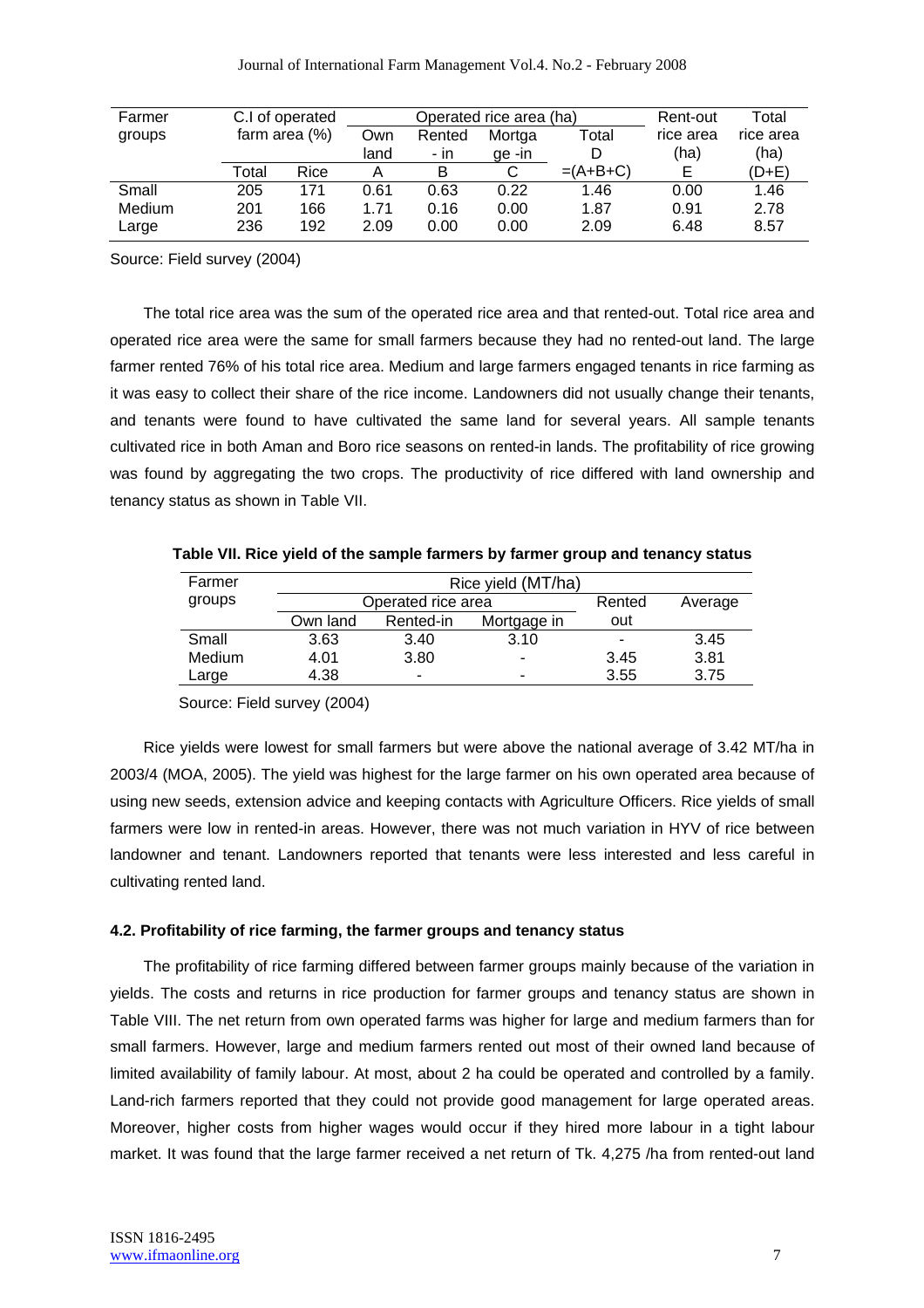| Farmer groups | C.I of operated farm area (%) | | Operated rice area (ha) | | | | Rent-out rice area (ha) | Total rice area (ha) |
|---|---|---|---|---|---|---|---|---|
| | | | Own land | Rented - in | Mortgage -in | Total D | | |
| | Total | Rice | A | B | C | =(A+B+C) | E | (D+E) |
| Small | 205 | 171 | 0.61 | 0.63 | 0.22 | 1.46 | 0.00 | 1.46 |
| Medium | 201 | 166 | 1.71 | 0.16 | 0.00 | 1.87 | 0.91 | 2.78 |
| Large | 236 | 192 | 2.09 | 0.00 | 0.00 | 2.09 | 6.48 | 8.57 |

Source: Field survey (2004)

The total rice area was the sum of the operated rice area and that rented-out. Total rice area and operated rice area were the same for small farmers because they had no rented-out land. The large farmer rented 76% of his total rice area. Medium and large farmers engaged tenants in rice farming as it was easy to collect their share of the rice income. Landowners did not usually change their tenants, and tenants were found to have cultivated the same land for several years. All sample tenants cultivated rice in both Aman and Boro rice seasons on rented-in lands. The profitability of rice growing was found by aggregating the two crops. The productivity of rice differed with land ownership and tenancy status as shown in Table VII.

**Table VII. Rice yield of the sample farmers by farmer group and tenancy status**

| Farmer groups | Rice yield (MT/ha) | | | | |
|---|---|---|---|---|---|
| | Operated rice area | | | Rented out | Average |
| | Own land | Rented-in | Mortgage in | | |
| Small | 3.63 | 3.40 | 3.10 | - | 3.45 |
| Medium | 4.01 | 3.80 | - | 3.45 | 3.81 |
| Large | 4.38 | - | - | 3.55 | 3.75 |

Source: Field survey (2004)

Rice yields were lowest for small farmers but were above the national average of 3.42 MT/ha in 2003/4 (MOA, 2005). The yield was highest for the large farmer on his own operated area because of using new seeds, extension advice and keeping contacts with Agriculture Officers. Rice yields of small farmers were low in rented-in areas. However, there was not much variation in HYV of rice between landowner and tenant. Landowners reported that tenants were less interested and less careful in cultivating rented land.

### 4.2. Profitability of rice farming, the farmer groups and tenancy status

The profitability of rice farming differed between farmer groups mainly because of the variation in yields. The costs and returns in rice production for farmer groups and tenancy status are shown in Table VIII. The net return from own operated farms was higher for large and medium farmers than for small farmers. However, large and medium farmers rented out most of their owned land because of limited availability of family labour. At most, about 2 ha could be operated and controlled by a family. Land-rich farmers reported that they could not provide good management for large operated areas. Moreover, higher costs from higher wages would occur if they hired more labour in a tight labour market. It was found that the large farmer received a net return of Tk. 4,275 /ha from rented-out land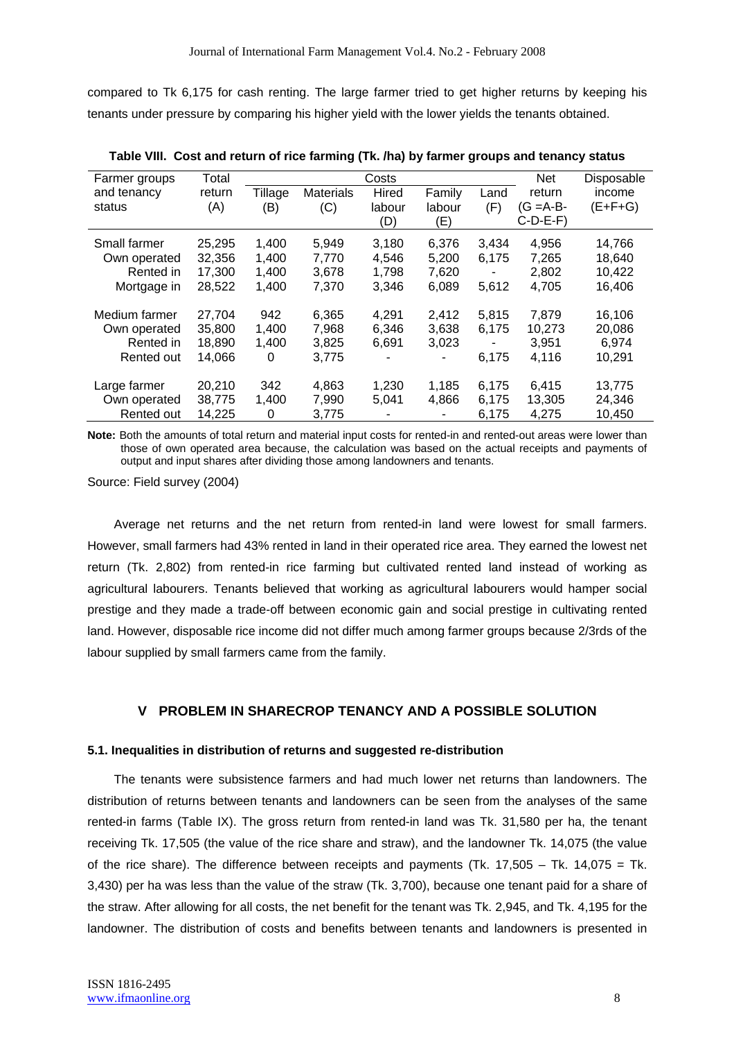compared to Tk 6,175 for cash renting. The large farmer tried to get higher returns by keeping his tenants under pressure by comparing his higher yield with the lower yields the tenants obtained.

**Table VIII. Cost and return of rice farming (Tk. /ha) by farmer groups and tenancy status**

| Farmer groups and tenancy status | Total return (A) | Costs | | | | | Net return (G =A-B-C-D-E-F) | Disposable income (E+F+G) |
|---|---|---|---|---|---|---|---|---|
| | | Tillage (B) | Materials (C) | Hired labour (D) | Family labour (E) | Land (F) | | |
| Small farmer | 25,295 | 1,400 | 5,949 | 3,180 | 6,376 | 3,434 | 4,956 | 14,766 |
| Own operated | 32,356 | 1,400 | 7,770 | 4,546 | 5,200 | 6,175 | 7,265 | 18,640 |
| Rented in | 17,300 | 1,400 | 3,678 | 1,798 | 7,620 | - | 2,802 | 10,422 |
| Mortgage in | 28,522 | 1,400 | 7,370 | 3,346 | 6,089 | 5,612 | 4,705 | 16,406 |
| Medium farmer | 27,704 | 942 | 6,365 | 4,291 | 2,412 | 5,815 | 7,879 | 16,106 |
| Own operated | 35,800 | 1,400 | 7,968 | 6,346 | 3,638 | 6,175 | 10,273 | 20,086 |
| Rented in | 18,890 | 1,400 | 3,825 | 6,691 | 3,023 | - | 3,951 | 6,974 |
| Rented out | 14,066 | 0 | 3,775 | - | - | 6,175 | 4,116 | 10,291 |
| Large farmer | 20,210 | 342 | 4,863 | 1,230 | 1,185 | 6,175 | 6,415 | 13,775 |
| Own operated | 38,775 | 1,400 | 7,990 | 5,041 | 4,866 | 6,175 | 13,305 | 24,346 |
| Rented out | 14,225 | 0 | 3,775 | - | - | 6,175 | 4,275 | 10,450 |

**Note:** Both the amounts of total return and material input costs for rented-in and rented-out areas were lower than those of own operated area because, the calculation was based on the actual receipts and payments of output and input shares after dividing those among landowners and tenants.

Source: Field survey (2004)

Average net returns and the net return from rented-in land were lowest for small farmers. However, small farmers had 43% rented in land in their operated rice area. They earned the lowest net return (Tk. 2,802) from rented-in rice farming but cultivated rented land instead of working as agricultural labourers. Tenants believed that working as agricultural labourers would hamper social prestige and they made a trade-off between economic gain and social prestige in cultivating rented land. However, disposable rice income did not differ much among farmer groups because 2/3rds of the labour supplied by small farmers came from the family.

## V PROBLEM IN SHARECROP TENANCY AND A POSSIBLE SOLUTION

### 5.1. Inequalities in distribution of returns and suggested re-distribution

The tenants were subsistence farmers and had much lower net returns than landowners. The distribution of returns between tenants and landowners can be seen from the analyses of the same rented-in farms (Table IX). The gross return from rented-in land was Tk. 31,580 per ha, the tenant receiving Tk. 17,505 (the value of the rice share and straw), and the landowner Tk. 14,075 (the value of the rice share). The difference between receipts and payments (Tk. 17,505 – Tk. 14,075 = Tk. 3,430) per ha was less than the value of the straw (Tk. 3,700), because one tenant paid for a share of the straw. After allowing for all costs, the net benefit for the tenant was Tk. 2,945, and Tk. 4,195 for the landowner. The distribution of costs and benefits between tenants and landowners is presented in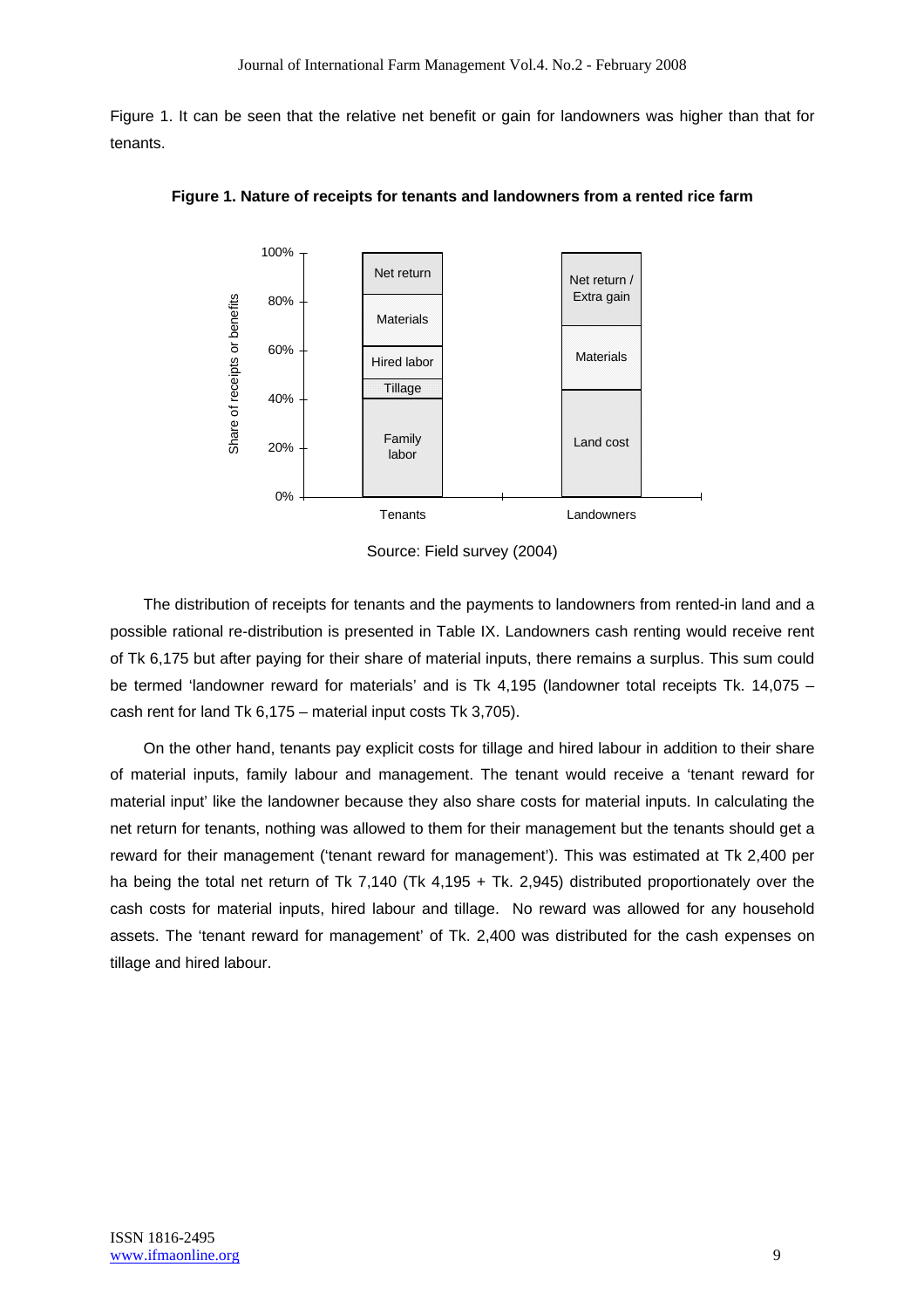Figure 1. It can be seen that the relative net benefit or gain for landowners was higher than that for tenants.

**Figure 1. Nature of receipts for tenants and landowners from a rented rice farm**

Source: Field survey (2004)

The distribution of receipts for tenants and the payments to landowners from rented-in land and a possible rational re-distribution is presented in Table IX. Landowners cash renting would receive rent of Tk 6,175 but after paying for their share of material inputs, there remains a surplus. This sum could be termed 'landowner reward for materials' and is Tk 4,195 (landowner total receipts Tk. 14,075 – cash rent for land Tk 6,175 – material input costs Tk 3,705).

On the other hand, tenants pay explicit costs for tillage and hired labour in addition to their share of material inputs, family labour and management. The tenant would receive a 'tenant reward for material input' like the landowner because they also share costs for material inputs. In calculating the net return for tenants, nothing was allowed to them for their management but the tenants should get a reward for their management ('tenant reward for management'). This was estimated at Tk 2,400 per ha being the total net return of Tk 7,140 (Tk 4,195 + Tk. 2,945) distributed proportionately over the cash costs for material inputs, hired labour and tillage. No reward was allowed for any household assets. The 'tenant reward for management' of Tk. 2,400 was distributed for the cash expenses on tillage and hired labour.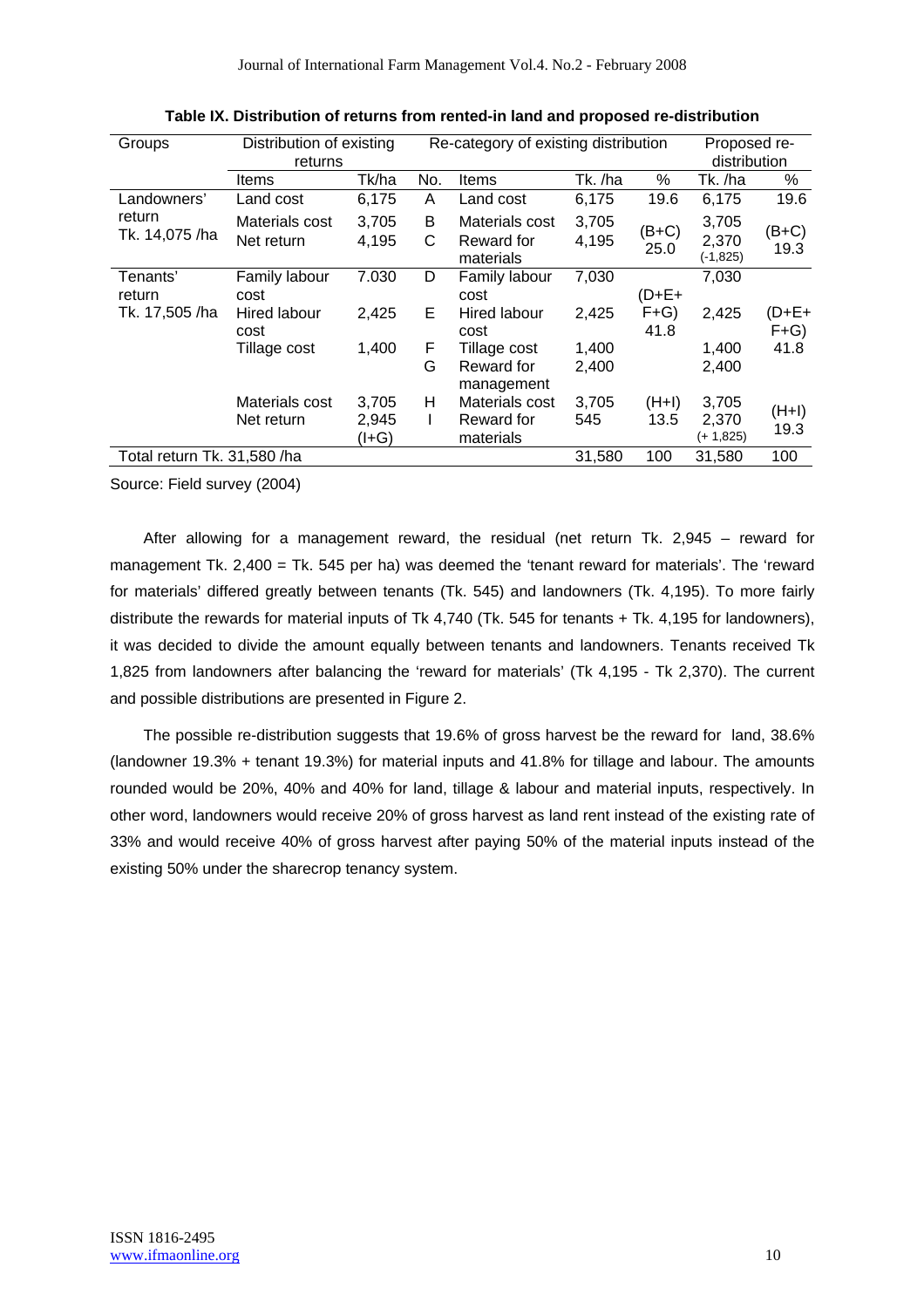**Table IX. Distribution of returns from rented-in land and proposed re-distribution**

| Groups | Distribution of existing returns | | Re-category of existing distribution | | | | Proposed re-distribution | |
|---|---|---|---|---|---|---|---|---|
| | Items | Tk/ha | No. | Items | Tk. /ha | % | Tk. /ha | % |
| Landowners' return Tk. 14,075 /ha | Land cost | 6,175 | A | Land cost | 6,175 | 19.6 | 6,175 | 19.6 |
| | Materials cost | 3,705 | B | Materials cost | 3,705 | (B+C) 25.0 | 3,705 | (B+C) 19.3 |
| | Net return | 4,195 | C | Reward for materials | 4,195 | | 2,370 (-1,825) | |
| Tenants' return Tk. 17,505 /ha | Family labour cost | 7.030 | D | Family labour cost | 7,030 | (D+E+ F+G) 41.8 | 7,030 | (D+E+ F+G) 41.8 |
| | Hired labour cost | 2,425 | E | Hired labour cost | 2,425 | | 2,425 | |
| | Tillage cost | 1,400 | F | Tillage cost | 1,400 | | 1,400 | |
| | | | G | Reward for management | 2,400 | | 2,400 | |
| | Materials cost | 3,705 | H | Materials cost | 3,705 | (H+I) 13.5 | 3,705 | (H+I) 19.3 |
| | Net return | 2,945 (I+G) | I | Reward for materials | 545 | | 2,370 (+ 1,825) | |
| Total return Tk. 31,580 /ha | | | | | 31,580 | 100 | 31,580 | 100 |

Source: Field survey (2004)

After allowing for a management reward, the residual (net return Tk. 2,945 – reward for management Tk. 2,400 = Tk. 545 per ha) was deemed the 'tenant reward for materials'. The 'reward for materials' differed greatly between tenants (Tk. 545) and landowners (Tk. 4,195). To more fairly distribute the rewards for material inputs of Tk 4,740 (Tk. 545 for tenants + Tk. 4,195 for landowners), it was decided to divide the amount equally between tenants and landowners. Tenants received Tk 1,825 from landowners after balancing the 'reward for materials' (Tk 4,195 - Tk 2,370). The current and possible distributions are presented in Figure 2.

The possible re-distribution suggests that 19.6% of gross harvest be the reward for land, 38.6% (landowner 19.3% + tenant 19.3%) for material inputs and 41.8% for tillage and labour. The amounts rounded would be 20%, 40% and 40% for land, tillage & labour and material inputs, respectively. In other word, landowners would receive 20% of gross harvest as land rent instead of the existing rate of 33% and would receive 40% of gross harvest after paying 50% of the material inputs instead of the existing 50% under the sharecrop tenancy system.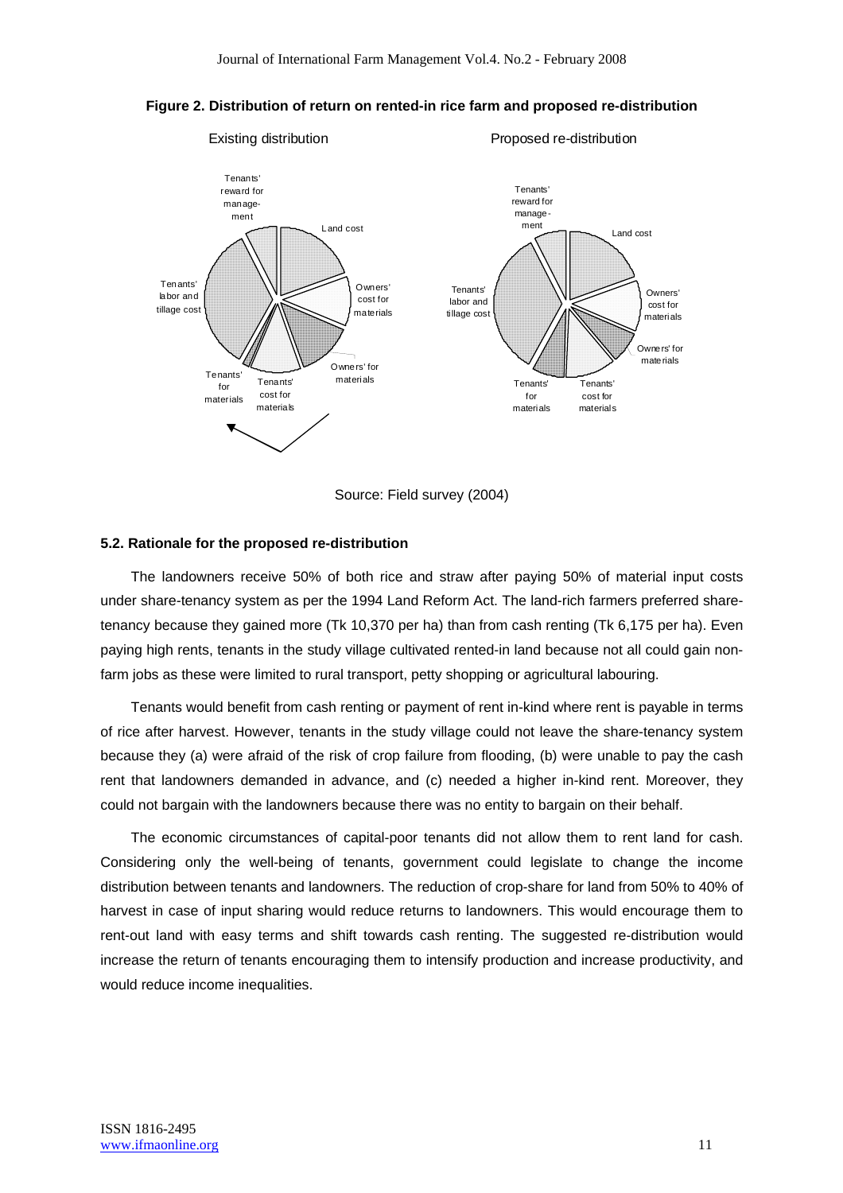**Figure 2. Distribution of return on rented-in rice farm and proposed re-distribution**

Existing distribution

Proposed re-distribution

Tenants' reward for management

Land cost

Owners' cost for materials

Owners' for materials

Tenants' cost for materials

Tenants' for materials

Tenants' labor and tillage cost

Source: Field survey (2004)

### 5.2. Rationale for the proposed re-distribution

The landowners receive 50% of both rice and straw after paying 50% of material input costs under share-tenancy system as per the 1994 Land Reform Act. The land-rich farmers preferred share-tenancy because they gained more (Tk 10,370 per ha) than from cash renting (Tk 6,175 per ha). Even paying high rents, tenants in the study village cultivated rented-in land because not all could gain non-farm jobs as these were limited to rural transport, petty shopping or agricultural labouring.

Tenants would benefit from cash renting or payment of rent in-kind where rent is payable in terms of rice after harvest. However, tenants in the study village could not leave the share-tenancy system because they (a) were afraid of the risk of crop failure from flooding, (b) were unable to pay the cash rent that landowners demanded in advance, and (c) needed a higher in-kind rent. Moreover, they could not bargain with the landowners because there was no entity to bargain on their behalf.

The economic circumstances of capital-poor tenants did not allow them to rent land for cash. Considering only the well-being of tenants, government could legislate to change the income distribution between tenants and landowners. The reduction of crop-share for land from 50% to 40% of harvest in case of input sharing would reduce returns to landowners. This would encourage them to rent-out land with easy terms and shift towards cash renting. The suggested re-distribution would increase the return of tenants encouraging them to intensify production and increase productivity, and would reduce income inequalities.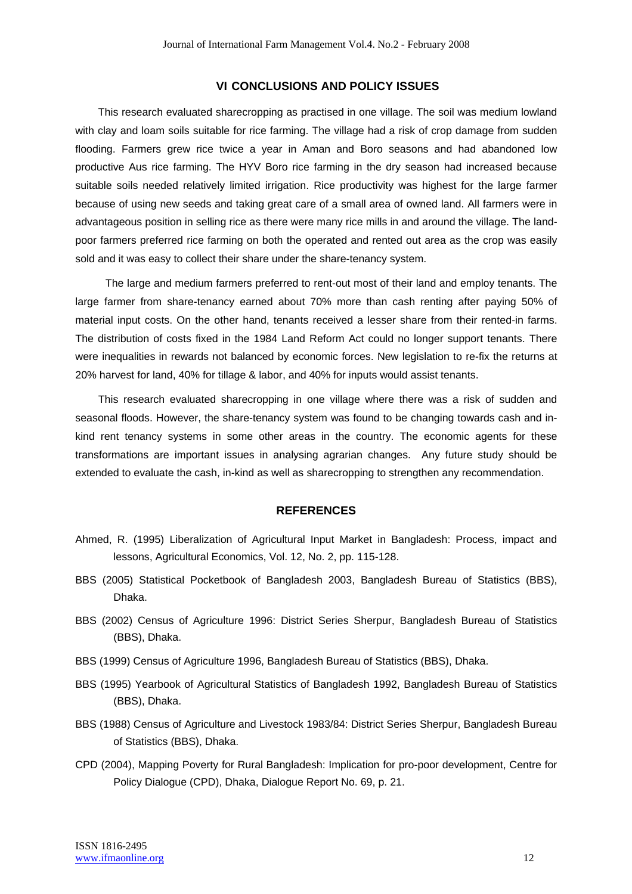## VI CONCLUSIONS AND POLICY ISSUES

This research evaluated sharecropping as practised in one village. The soil was medium lowland with clay and loam soils suitable for rice farming. The village had a risk of crop damage from sudden flooding. Farmers grew rice twice a year in Aman and Boro seasons and had abandoned low productive Aus rice farming. The HYV Boro rice farming in the dry season had increased because suitable soils needed relatively limited irrigation. Rice productivity was highest for the large farmer because of using new seeds and taking great care of a small area of owned land. All farmers were in advantageous position in selling rice as there were many rice mills in and around the village. The land-poor farmers preferred rice farming on both the operated and rented out area as the crop was easily sold and it was easy to collect their share under the share-tenancy system.

The large and medium farmers preferred to rent-out most of their land and employ tenants. The large farmer from share-tenancy earned about 70% more than cash renting after paying 50% of material input costs. On the other hand, tenants received a lesser share from their rented-in farms. The distribution of costs fixed in the 1984 Land Reform Act could no longer support tenants. There were inequalities in rewards not balanced by economic forces. New legislation to re-fix the returns at 20% harvest for land, 40% for tillage & labor, and 40% for inputs would assist tenants.

This research evaluated sharecropping in one village where there was a risk of sudden and seasonal floods. However, the share-tenancy system was found to be changing towards cash and in-kind rent tenancy systems in some other areas in the country. The economic agents for these transformations are important issues in analysing agrarian changes. Any future study should be extended to evaluate the cash, in-kind as well as sharecropping to strengthen any recommendation.

## REFERENCES

Ahmed, R. (1995) Liberalization of Agricultural Input Market in Bangladesh: Process, impact and lessons, Agricultural Economics, Vol. 12, No. 2, pp. 115-128.

BBS (2005) Statistical Pocketbook of Bangladesh 2003, Bangladesh Bureau of Statistics (BBS), Dhaka.

BBS (2002) Census of Agriculture 1996: District Series Sherpur, Bangladesh Bureau of Statistics (BBS), Dhaka.

BBS (1999) Census of Agriculture 1996, Bangladesh Bureau of Statistics (BBS), Dhaka.

BBS (1995) Yearbook of Agricultural Statistics of Bangladesh 1992, Bangladesh Bureau of Statistics (BBS), Dhaka.

BBS (1988) Census of Agriculture and Livestock 1983/84: District Series Sherpur, Bangladesh Bureau of Statistics (BBS), Dhaka.

CPD (2004), Mapping Poverty for Rural Bangladesh: Implication for pro-poor development, Centre for Policy Dialogue (CPD), Dhaka, Dialogue Report No. 69, p. 21.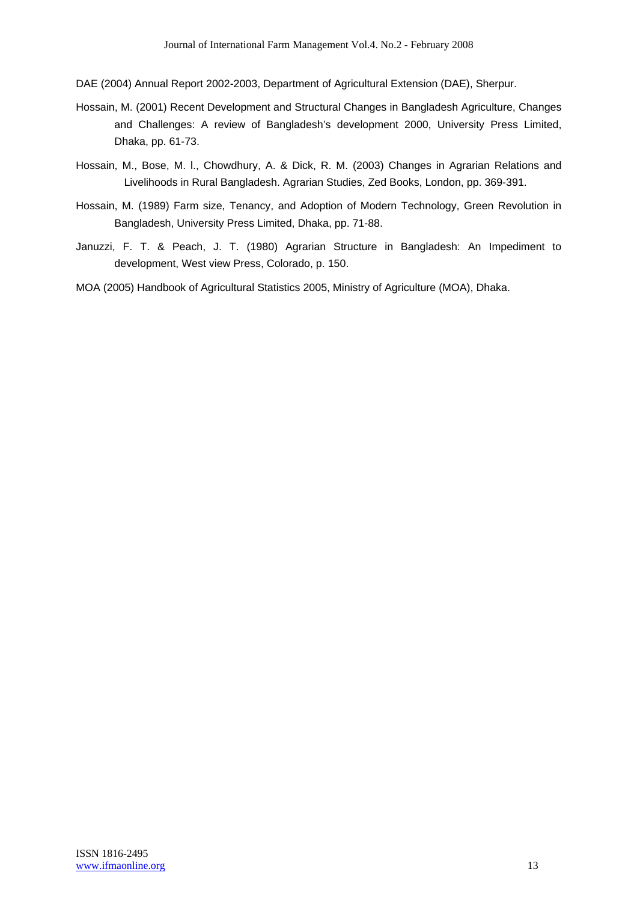DAE (2004) Annual Report 2002-2003, Department of Agricultural Extension (DAE), Sherpur.

Hossain, M. (2001) Recent Development and Structural Changes in Bangladesh Agriculture, Changes and Challenges: A review of Bangladesh's development 2000, University Press Limited, Dhaka, pp. 61-73.

Hossain, M., Bose, M. l., Chowdhury, A. & Dick, R. M. (2003) Changes in Agrarian Relations and Livelihoods in Rural Bangladesh. Agrarian Studies, Zed Books, London, pp. 369-391.

Hossain, M. (1989) Farm size, Tenancy, and Adoption of Modern Technology, Green Revolution in Bangladesh, University Press Limited, Dhaka, pp. 71-88.

Januzzi, F. T. & Peach, J. T. (1980) Agrarian Structure in Bangladesh: An Impediment to development, West view Press, Colorado, p. 150.

MOA (2005) Handbook of Agricultural Statistics 2005, Ministry of Agriculture (MOA), Dhaka.